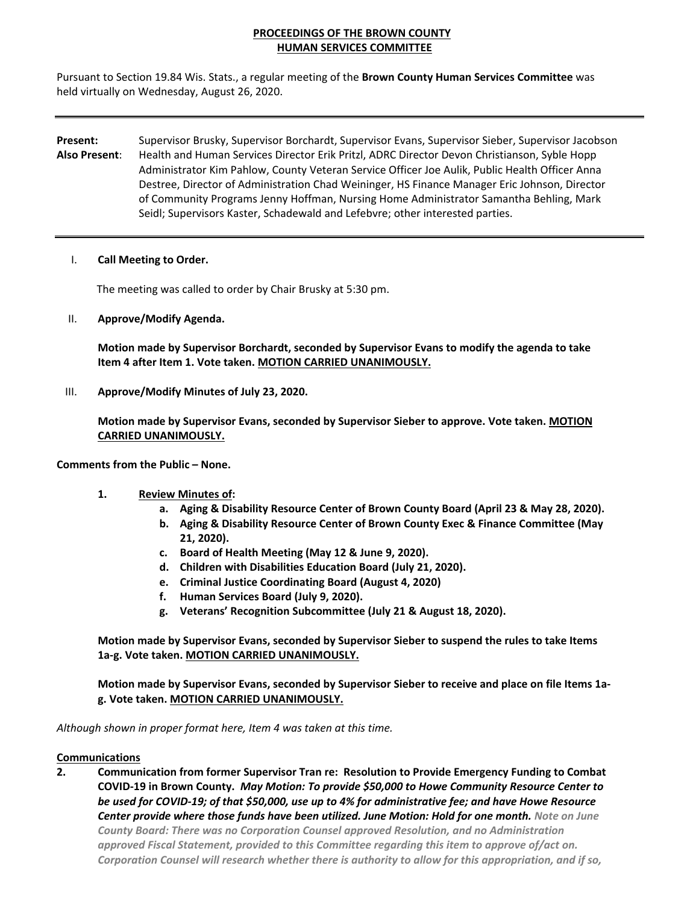**PROCEEDINGS OF THE BROWN COUNTY**
**HUMAN SERVICES COMMITTEE**

Pursuant to Section 19.84 Wis. Stats., a regular meeting of the **Brown County Human Services Committee** was held virtually on Wednesday, August 26, 2020.

---

**Present:** Supervisor Brusky, Supervisor Borchardt, Supervisor Evans, Supervisor Sieber, Supervisor Jacobson

**Also Present**: Health and Human Services Director Erik Pritzl, ADRC Director Devon Christianson, Syble Hopp Administrator Kim Pahlow, County Veteran Service Officer Joe Aulik, Public Health Officer Anna Destree, Director of Administration Chad Weininger, HS Finance Manager Eric Johnson, Director of Community Programs Jenny Hoffman, Nursing Home Administrator Samantha Behling, Mark Seidl; Supervisors Kaster, Schadewald and Lefebvre; other interested parties.

---

I. **Call Meeting to Order.**

The meeting was called to order by Chair Brusky at 5:30 pm.

II. **Approve/Modify Agenda.**

**Motion made by Supervisor Borchardt, seconded by Supervisor Evans to modify the agenda to take Item 4 after Item 1. Vote taken. MOTION CARRIED UNANIMOUSLY.**

III. **Approve/Modify Minutes of July 23, 2020.**

**Motion made by Supervisor Evans, seconded by Supervisor Sieber to approve. Vote taken. MOTION CARRIED UNANIMOUSLY.**

**Comments from the Public – None.**

1. **Review Minutes of:**
   a. **Aging & Disability Resource Center of Brown County Board (April 23 & May 28, 2020).**
   b. **Aging & Disability Resource Center of Brown County Exec & Finance Committee (May 21, 2020).**
   c. **Board of Health Meeting (May 12 & June 9, 2020).**
   d. **Children with Disabilities Education Board (July 21, 2020).**
   e. **Criminal Justice Coordinating Board (August 4, 2020)**
   f. **Human Services Board (July 9, 2020).**
   g. **Veterans' Recognition Subcommittee (July 21 & August 18, 2020).**

**Motion made by Supervisor Evans, seconded by Supervisor Sieber to suspend the rules to take Items 1a-g. Vote taken. MOTION CARRIED UNANIMOUSLY.**

**Motion made by Supervisor Evans, seconded by Supervisor Sieber to receive and place on file Items 1a-g. Vote taken. MOTION CARRIED UNANIMOUSLY.**

*Although shown in proper format here, Item 4 was taken at this time.*

**Communications**

2. **Communication from former Supervisor Tran re: Resolution to Provide Emergency Funding to Combat COVID-19 in Brown County.** ***May Motion: To provide $50,000 to Howe Community Resource Center to be used for COVID-19; of that $50,000, use up to 4% for administrative fee; and have Howe Resource Center provide where those funds have been utilized. June Motion: Hold for one month.*** ***Note on June County Board: There was no Corporation Counsel approved Resolution, and no Administration approved Fiscal Statement, provided to this Committee regarding this item to approve of/act on. Corporation Counsel will research whether there is authority to allow for this appropriation, and if so,***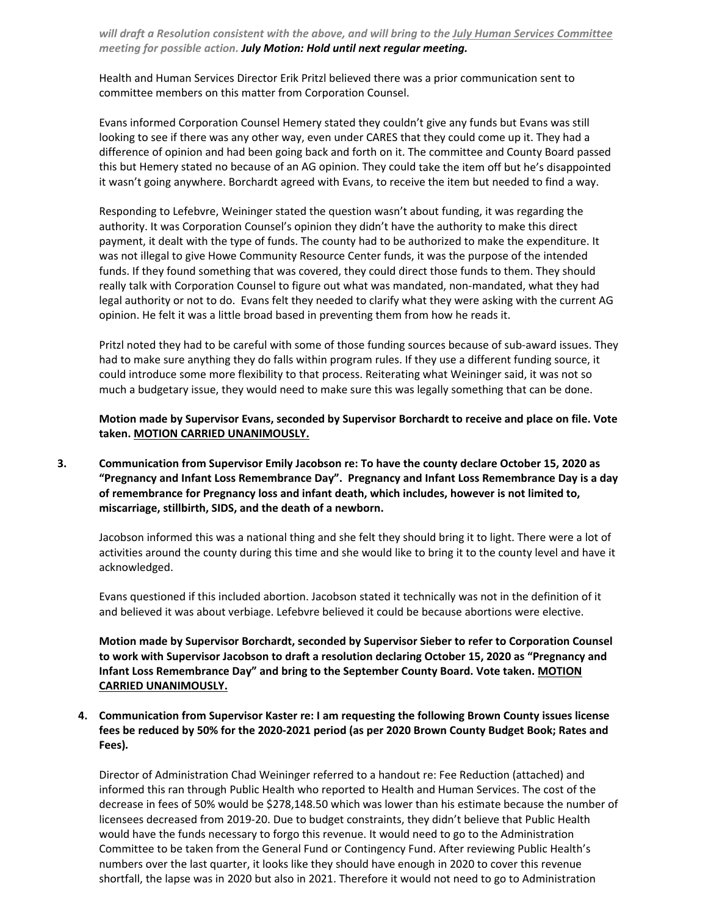*will draft a Resolution consistent with the above, and will bring to the July Human Services Committee meeting for possible action.* ***July Motion: Hold until next regular meeting.***

Health and Human Services Director Erik Pritzl believed there was a prior communication sent to committee members on this matter from Corporation Counsel.

Evans informed Corporation Counsel Hemery stated they couldn't give any funds but Evans was still looking to see if there was any other way, even under CARES that they could come up it. They had a difference of opinion and had been going back and forth on it. The committee and County Board passed this but Hemery stated no because of an AG opinion. They could take the item off but he's disappointed it wasn't going anywhere. Borchardt agreed with Evans, to receive the item but needed to find a way.

Responding to Lefebvre, Weininger stated the question wasn't about funding, it was regarding the authority. It was Corporation Counsel's opinion they didn't have the authority to make this direct payment, it dealt with the type of funds. The county had to be authorized to make the expenditure. It was not illegal to give Howe Community Resource Center funds, it was the purpose of the intended funds. If they found something that was covered, they could direct those funds to them. They should really talk with Corporation Counsel to figure out what was mandated, non-mandated, what they had legal authority or not to do. Evans felt they needed to clarify what they were asking with the current AG opinion. He felt it was a little broad based in preventing them from how he reads it.

Pritzl noted they had to be careful with some of those funding sources because of sub-award issues. They had to make sure anything they do falls within program rules. If they use a different funding source, it could introduce some more flexibility to that process. Reiterating what Weininger said, it was not so much a budgetary issue, they would need to make sure this was legally something that can be done.

**Motion made by Supervisor Evans, seconded by Supervisor Borchardt to receive and place on file. Vote taken. MOTION CARRIED UNANIMOUSLY.**

**3. Communication from Supervisor Emily Jacobson re: To have the county declare October 15, 2020 as "Pregnancy and Infant Loss Remembrance Day". Pregnancy and Infant Loss Remembrance Day is a day of remembrance for Pregnancy loss and infant death, which includes, however is not limited to, miscarriage, stillbirth, SIDS, and the death of a newborn.**

Jacobson informed this was a national thing and she felt they should bring it to light. There were a lot of activities around the county during this time and she would like to bring it to the county level and have it acknowledged.

Evans questioned if this included abortion. Jacobson stated it technically was not in the definition of it and believed it was about verbiage. Lefebvre believed it could be because abortions were elective.

**Motion made by Supervisor Borchardt, seconded by Supervisor Sieber to refer to Corporation Counsel to work with Supervisor Jacobson to draft a resolution declaring October 15, 2020 as "Pregnancy and Infant Loss Remembrance Day" and bring to the September County Board. Vote taken. MOTION CARRIED UNANIMOUSLY.**

**4. Communication from Supervisor Kaster re: I am requesting the following Brown County issues license fees be reduced by 50% for the 2020-2021 period (as per 2020 Brown County Budget Book; Rates and Fees).**

Director of Administration Chad Weininger referred to a handout re: Fee Reduction (attached) and informed this ran through Public Health who reported to Health and Human Services. The cost of the decrease in fees of 50% would be $278,148.50 which was lower than his estimate because the number of licensees decreased from 2019-20. Due to budget constraints, they didn't believe that Public Health would have the funds necessary to forgo this revenue. It would need to go to the Administration Committee to be taken from the General Fund or Contingency Fund. After reviewing Public Health's numbers over the last quarter, it looks like they should have enough in 2020 to cover this revenue shortfall, the lapse was in 2020 but also in 2021. Therefore it would not need to go to Administration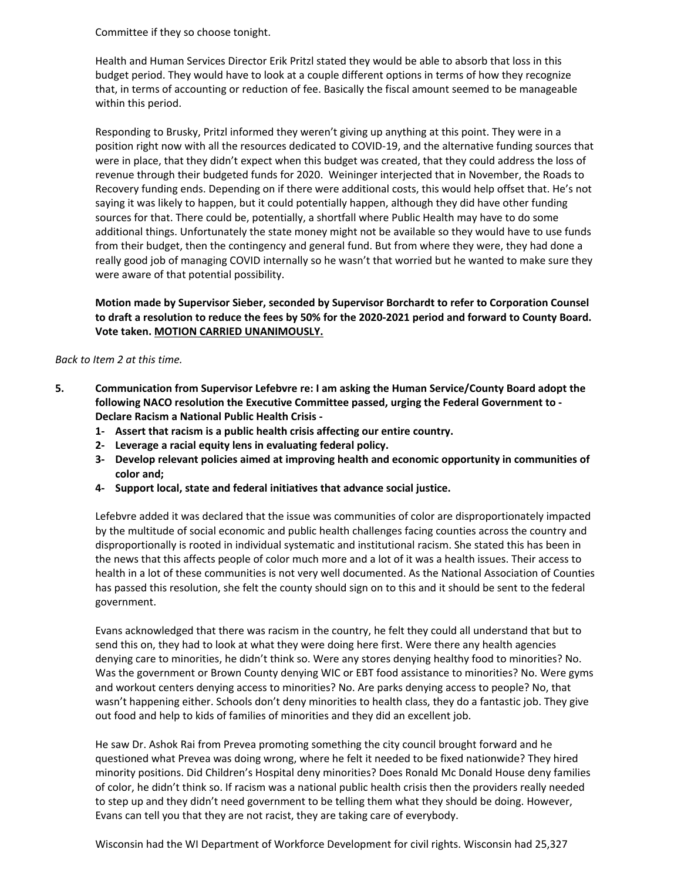Committee if they so choose tonight.

Health and Human Services Director Erik Pritzl stated they would be able to absorb that loss in this budget period. They would have to look at a couple different options in terms of how they recognize that, in terms of accounting or reduction of fee. Basically the fiscal amount seemed to be manageable within this period.

Responding to Brusky, Pritzl informed they weren't giving up anything at this point. They were in a position right now with all the resources dedicated to COVID-19, and the alternative funding sources that were in place, that they didn't expect when this budget was created, that they could address the loss of revenue through their budgeted funds for 2020. Weininger interjected that in November, the Roads to Recovery funding ends. Depending on if there were additional costs, this would help offset that. He's not saying it was likely to happen, but it could potentially happen, although they did have other funding sources for that. There could be, potentially, a shortfall where Public Health may have to do some additional things. Unfortunately the state money might not be available so they would have to use funds from their budget, then the contingency and general fund. But from where they were, they had done a really good job of managing COVID internally so he wasn't that worried but he wanted to make sure they were aware of that potential possibility.

**Motion made by Supervisor Sieber, seconded by Supervisor Borchardt to refer to Corporation Counsel to draft a resolution to reduce the fees by 50% for the 2020-2021 period and forward to County Board. Vote taken. MOTION CARRIED UNANIMOUSLY.**

*Back to Item 2 at this time.*

5. **Communication from Supervisor Lefebvre re: I am asking the Human Service/County Board adopt the following NACO resolution the Executive Committee passed, urging the Federal Government to - Declare Racism a National Public Health Crisis -**
   1. **Assert that racism is a public health crisis affecting our entire country.**
   2. **Leverage a racial equity lens in evaluating federal policy.**
   3. **Develop relevant policies aimed at improving health and economic opportunity in communities of color and;**
   4. **Support local, state and federal initiatives that advance social justice.**

   Lefebvre added it was declared that the issue was communities of color are disproportionately impacted by the multitude of social economic and public health challenges facing counties across the country and disproportionally is rooted in individual systematic and institutional racism. She stated this has been in the news that this affects people of color much more and a lot of it was a health issues. Their access to health in a lot of these communities is not very well documented. As the National Association of Counties has passed this resolution, she felt the county should sign on to this and it should be sent to the federal government.

   Evans acknowledged that there was racism in the country, he felt they could all understand that but to send this on, they had to look at what they were doing here first. Were there any health agencies denying care to minorities, he didn't think so. Were any stores denying healthy food to minorities? No. Was the government or Brown County denying WIC or EBT food assistance to minorities? No. Were gyms and workout centers denying access to minorities? No. Are parks denying access to people? No, that wasn't happening either. Schools don't deny minorities to health class, they do a fantastic job. They give out food and help to kids of families of minorities and they did an excellent job.

   He saw Dr. Ashok Rai from Prevea promoting something the city council brought forward and he questioned what Prevea was doing wrong, where he felt it needed to be fixed nationwide? They hired minority positions. Did Children's Hospital deny minorities? Does Ronald Mc Donald House deny families of color, he didn't think so. If racism was a national public health crisis then the providers really needed to step up and they didn't need government to be telling them what they should be doing. However, Evans can tell you that they are not racist, they are taking care of everybody.

   Wisconsin had the WI Department of Workforce Development for civil rights. Wisconsin had 25,327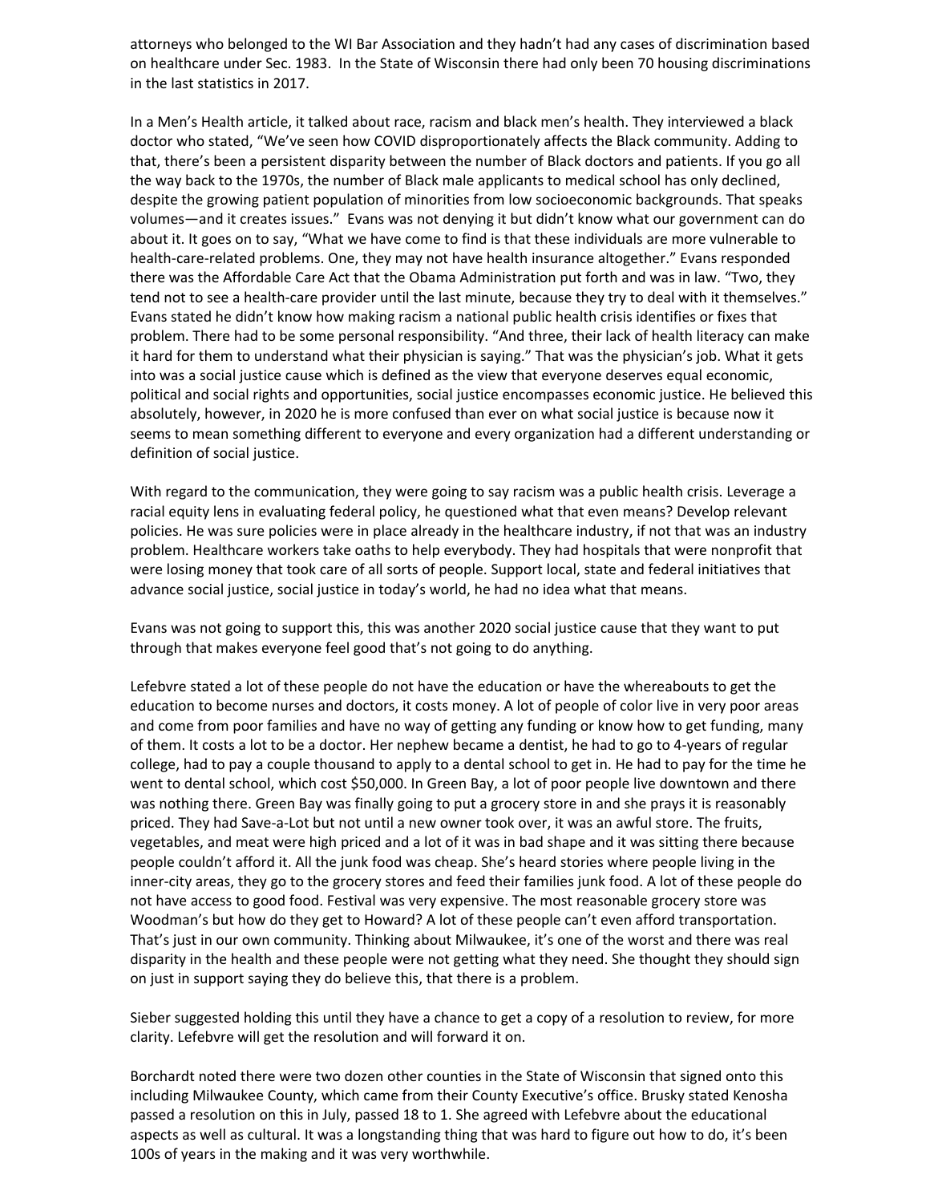attorneys who belonged to the WI Bar Association and they hadn't had any cases of discrimination based on healthcare under Sec. 1983. In the State of Wisconsin there had only been 70 housing discriminations in the last statistics in 2017.

In a Men's Health article, it talked about race, racism and black men's health. They interviewed a black doctor who stated, "We've seen how COVID disproportionately affects the Black community. Adding to that, there's been a persistent disparity between the number of Black doctors and patients. If you go all the way back to the 1970s, the number of Black male applicants to medical school has only declined, despite the growing patient population of minorities from low socioeconomic backgrounds. That speaks volumes—and it creates issues." Evans was not denying it but didn't know what our government can do about it. It goes on to say, "What we have come to find is that these individuals are more vulnerable to health-care-related problems. One, they may not have health insurance altogether." Evans responded there was the Affordable Care Act that the Obama Administration put forth and was in law. "Two, they tend not to see a health-care provider until the last minute, because they try to deal with it themselves." Evans stated he didn't know how making racism a national public health crisis identifies or fixes that problem. There had to be some personal responsibility. "And three, their lack of health literacy can make it hard for them to understand what their physician is saying." That was the physician's job. What it gets into was a social justice cause which is defined as the view that everyone deserves equal economic, political and social rights and opportunities, social justice encompasses economic justice. He believed this absolutely, however, in 2020 he is more confused than ever on what social justice is because now it seems to mean something different to everyone and every organization had a different understanding or definition of social justice.

With regard to the communication, they were going to say racism was a public health crisis. Leverage a racial equity lens in evaluating federal policy, he questioned what that even means? Develop relevant policies. He was sure policies were in place already in the healthcare industry, if not that was an industry problem. Healthcare workers take oaths to help everybody. They had hospitals that were nonprofit that were losing money that took care of all sorts of people. Support local, state and federal initiatives that advance social justice, social justice in today's world, he had no idea what that means.

Evans was not going to support this, this was another 2020 social justice cause that they want to put through that makes everyone feel good that's not going to do anything.

Lefebvre stated a lot of these people do not have the education or have the whereabouts to get the education to become nurses and doctors, it costs money. A lot of people of color live in very poor areas and come from poor families and have no way of getting any funding or know how to get funding, many of them. It costs a lot to be a doctor. Her nephew became a dentist, he had to go to 4-years of regular college, had to pay a couple thousand to apply to a dental school to get in. He had to pay for the time he went to dental school, which cost $50,000. In Green Bay, a lot of poor people live downtown and there was nothing there. Green Bay was finally going to put a grocery store in and she prays it is reasonably priced. They had Save-a-Lot but not until a new owner took over, it was an awful store. The fruits, vegetables, and meat were high priced and a lot of it was in bad shape and it was sitting there because people couldn't afford it. All the junk food was cheap. She's heard stories where people living in the inner-city areas, they go to the grocery stores and feed their families junk food. A lot of these people do not have access to good food. Festival was very expensive. The most reasonable grocery store was Woodman's but how do they get to Howard? A lot of these people can't even afford transportation. That's just in our own community. Thinking about Milwaukee, it's one of the worst and there was real disparity in the health and these people were not getting what they need. She thought they should sign on just in support saying they do believe this, that there is a problem.

Sieber suggested holding this until they have a chance to get a copy of a resolution to review, for more clarity. Lefebvre will get the resolution and will forward it on.

Borchardt noted there were two dozen other counties in the State of Wisconsin that signed onto this including Milwaukee County, which came from their County Executive's office. Brusky stated Kenosha passed a resolution on this in July, passed 18 to 1. She agreed with Lefebvre about the educational aspects as well as cultural. It was a longstanding thing that was hard to figure out how to do, it's been 100s of years in the making and it was very worthwhile.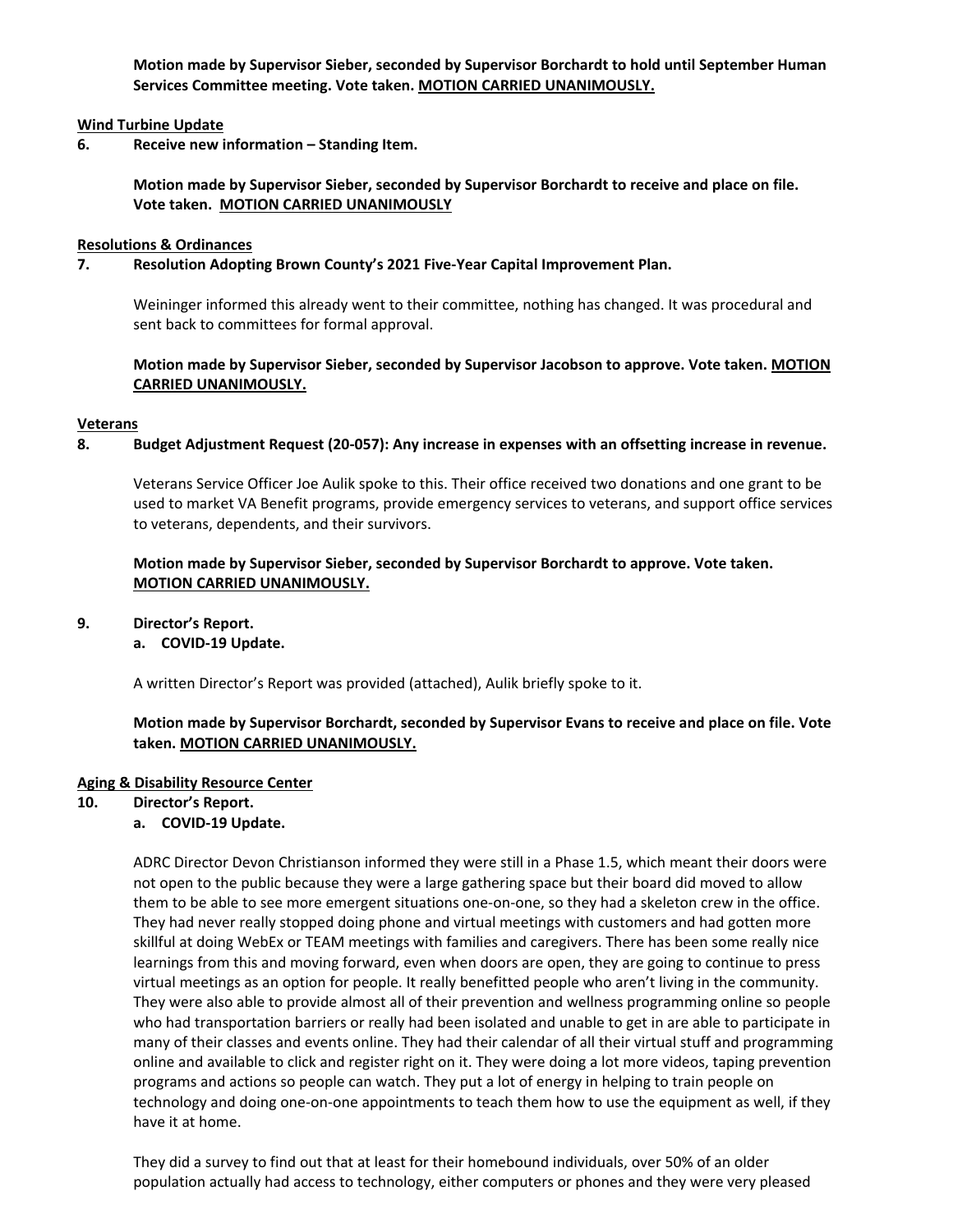**Motion made by Supervisor Sieber, seconded by Supervisor Borchardt to hold until September Human Services Committee meeting. Vote taken. MOTION CARRIED UNANIMOUSLY.**

**Wind Turbine Update**

**6. Receive new information – Standing Item.**

**Motion made by Supervisor Sieber, seconded by Supervisor Borchardt to receive and place on file. Vote taken. MOTION CARRIED UNANIMOUSLY**

**Resolutions & Ordinances**

**7. Resolution Adopting Brown County's 2021 Five-Year Capital Improvement Plan.**

Weininger informed this already went to their committee, nothing has changed. It was procedural and sent back to committees for formal approval.

**Motion made by Supervisor Sieber, seconded by Supervisor Jacobson to approve. Vote taken. MOTION CARRIED UNANIMOUSLY.**

**Veterans**

**8. Budget Adjustment Request (20-057): Any increase in expenses with an offsetting increase in revenue.**

Veterans Service Officer Joe Aulik spoke to this. Their office received two donations and one grant to be used to market VA Benefit programs, provide emergency services to veterans, and support office services to veterans, dependents, and their survivors.

**Motion made by Supervisor Sieber, seconded by Supervisor Borchardt to approve. Vote taken. MOTION CARRIED UNANIMOUSLY.**

**9. Director's Report.**

**a. COVID-19 Update.**

A written Director's Report was provided (attached), Aulik briefly spoke to it.

**Motion made by Supervisor Borchardt, seconded by Supervisor Evans to receive and place on file. Vote taken. MOTION CARRIED UNANIMOUSLY.**

**Aging & Disability Resource Center**

**10. Director's Report.**

**a. COVID-19 Update.**

ADRC Director Devon Christianson informed they were still in a Phase 1.5, which meant their doors were not open to the public because they were a large gathering space but their board did moved to allow them to be able to see more emergent situations one-on-one, so they had a skeleton crew in the office. They had never really stopped doing phone and virtual meetings with customers and had gotten more skillful at doing WebEx or TEAM meetings with families and caregivers. There has been some really nice learnings from this and moving forward, even when doors are open, they are going to continue to press virtual meetings as an option for people. It really benefitted people who aren't living in the community. They were also able to provide almost all of their prevention and wellness programming online so people who had transportation barriers or really had been isolated and unable to get in are able to participate in many of their classes and events online. They had their calendar of all their virtual stuff and programming online and available to click and register right on it. They were doing a lot more videos, taping prevention programs and actions so people can watch. They put a lot of energy in helping to train people on technology and doing one-on-one appointments to teach them how to use the equipment as well, if they have it at home.

They did a survey to find out that at least for their homebound individuals, over 50% of an older population actually had access to technology, either computers or phones and they were very pleased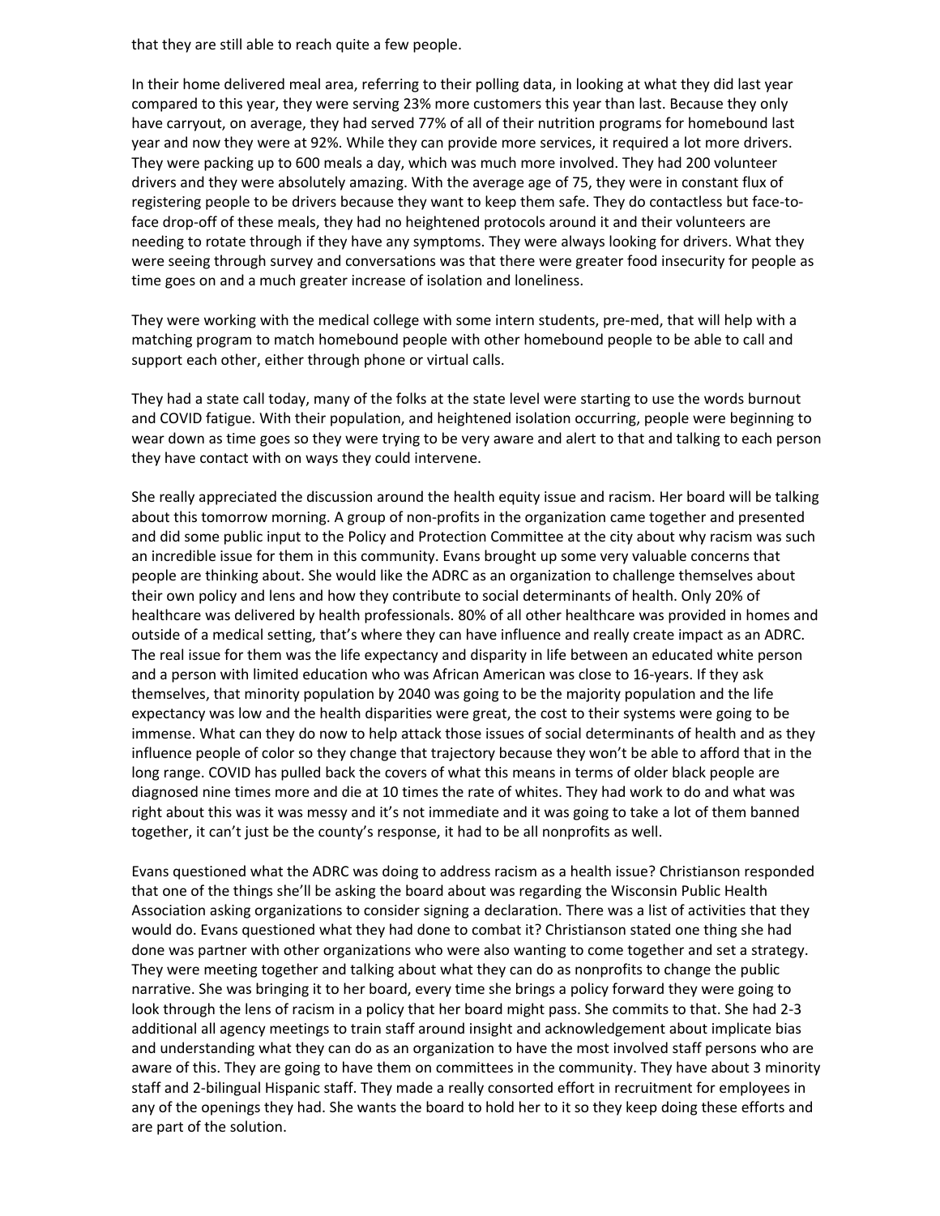that they are still able to reach quite a few people.

In their home delivered meal area, referring to their polling data, in looking at what they did last year compared to this year, they were serving 23% more customers this year than last. Because they only have carryout, on average, they had served 77% of all of their nutrition programs for homebound last year and now they were at 92%. While they can provide more services, it required a lot more drivers. They were packing up to 600 meals a day, which was much more involved. They had 200 volunteer drivers and they were absolutely amazing. With the average age of 75, they were in constant flux of registering people to be drivers because they want to keep them safe. They do contactless but face-to-face drop-off of these meals, they had no heightened protocols around it and their volunteers are needing to rotate through if they have any symptoms. They were always looking for drivers. What they were seeing through survey and conversations was that there were greater food insecurity for people as time goes on and a much greater increase of isolation and loneliness.

They were working with the medical college with some intern students, pre-med, that will help with a matching program to match homebound people with other homebound people to be able to call and support each other, either through phone or virtual calls.

They had a state call today, many of the folks at the state level were starting to use the words burnout and COVID fatigue. With their population, and heightened isolation occurring, people were beginning to wear down as time goes so they were trying to be very aware and alert to that and talking to each person they have contact with on ways they could intervene.

She really appreciated the discussion around the health equity issue and racism. Her board will be talking about this tomorrow morning. A group of non-profits in the organization came together and presented and did some public input to the Policy and Protection Committee at the city about why racism was such an incredible issue for them in this community. Evans brought up some very valuable concerns that people are thinking about. She would like the ADRC as an organization to challenge themselves about their own policy and lens and how they contribute to social determinants of health. Only 20% of healthcare was delivered by health professionals. 80% of all other healthcare was provided in homes and outside of a medical setting, that's where they can have influence and really create impact as an ADRC. The real issue for them was the life expectancy and disparity in life between an educated white person and a person with limited education who was African American was close to 16-years. If they ask themselves, that minority population by 2040 was going to be the majority population and the life expectancy was low and the health disparities were great, the cost to their systems were going to be immense. What can they do now to help attack those issues of social determinants of health and as they influence people of color so they change that trajectory because they won't be able to afford that in the long range. COVID has pulled back the covers of what this means in terms of older black people are diagnosed nine times more and die at 10 times the rate of whites. They had work to do and what was right about this was it was messy and it's not immediate and it was going to take a lot of them banned together, it can't just be the county's response, it had to be all nonprofits as well.

Evans questioned what the ADRC was doing to address racism as a health issue? Christianson responded that one of the things she'll be asking the board about was regarding the Wisconsin Public Health Association asking organizations to consider signing a declaration. There was a list of activities that they would do. Evans questioned what they had done to combat it? Christianson stated one thing she had done was partner with other organizations who were also wanting to come together and set a strategy. They were meeting together and talking about what they can do as nonprofits to change the public narrative. She was bringing it to her board, every time she brings a policy forward they were going to look through the lens of racism in a policy that her board might pass. She commits to that. She had 2-3 additional all agency meetings to train staff around insight and acknowledgement about implicate bias and understanding what they can do as an organization to have the most involved staff persons who are aware of this. They are going to have them on committees in the community. They have about 3 minority staff and 2-bilingual Hispanic staff. They made a really consorted effort in recruitment for employees in any of the openings they had. She wants the board to hold her to it so they keep doing these efforts and are part of the solution.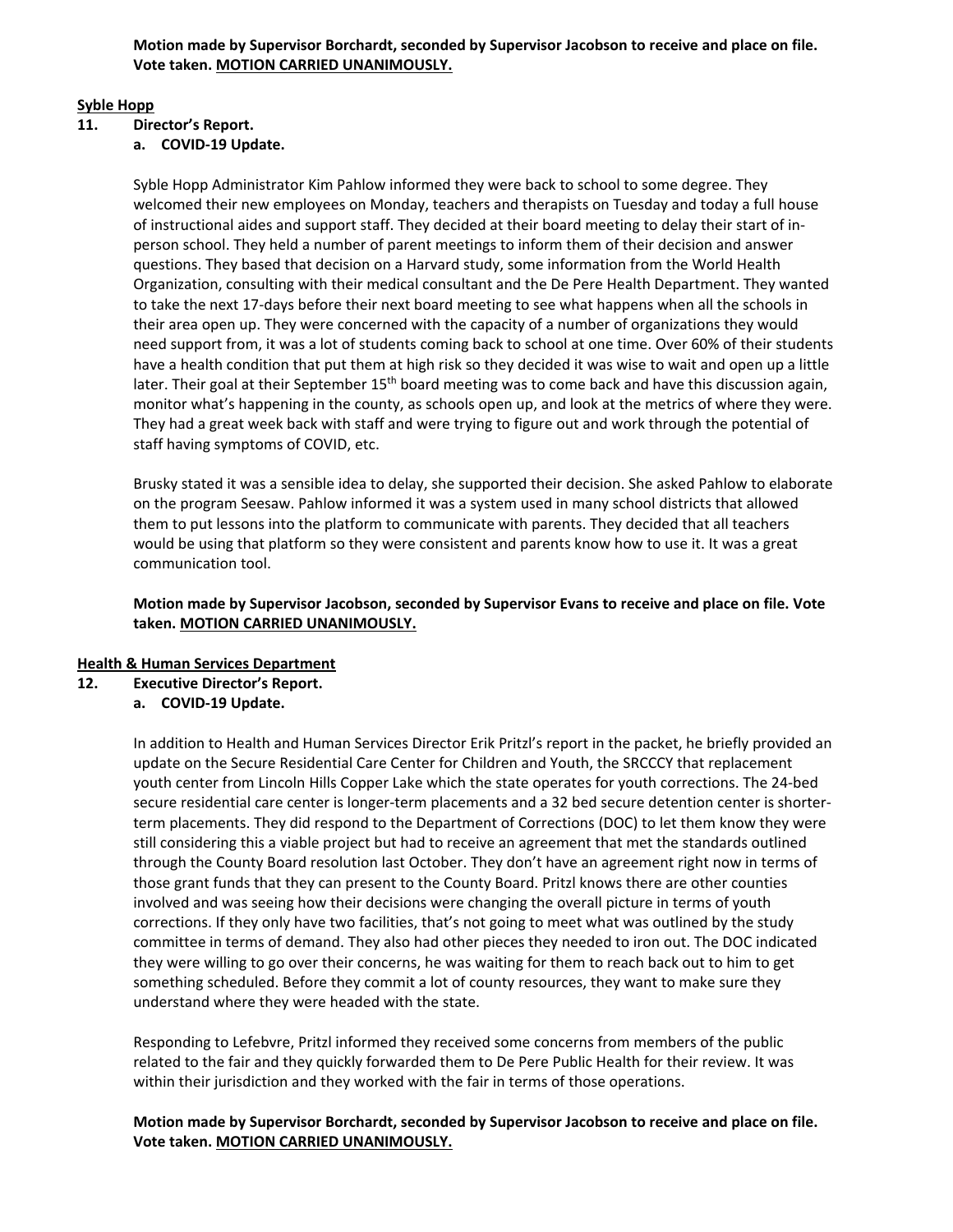**Motion made by Supervisor Borchardt, seconded by Supervisor Jacobson to receive and place on file. Vote taken. MOTION CARRIED UNANIMOUSLY.**

**Syble Hopp**

**11. Director's Report.**

**a. COVID-19 Update.**

Syble Hopp Administrator Kim Pahlow informed they were back to school to some degree. They welcomed their new employees on Monday, teachers and therapists on Tuesday and today a full house of instructional aides and support staff. They decided at their board meeting to delay their start of in-person school. They held a number of parent meetings to inform them of their decision and answer questions. They based that decision on a Harvard study, some information from the World Health Organization, consulting with their medical consultant and the De Pere Health Department. They wanted to take the next 17-days before their next board meeting to see what happens when all the schools in their area open up. They were concerned with the capacity of a number of organizations they would need support from, it was a lot of students coming back to school at one time. Over 60% of their students have a health condition that put them at high risk so they decided it was wise to wait and open up a little later. Their goal at their September 15th board meeting was to come back and have this discussion again, monitor what's happening in the county, as schools open up, and look at the metrics of where they were. They had a great week back with staff and were trying to figure out and work through the potential of staff having symptoms of COVID, etc.

Brusky stated it was a sensible idea to delay, she supported their decision. She asked Pahlow to elaborate on the program Seesaw. Pahlow informed it was a system used in many school districts that allowed them to put lessons into the platform to communicate with parents. They decided that all teachers would be using that platform so they were consistent and parents know how to use it. It was a great communication tool.

**Motion made by Supervisor Jacobson, seconded by Supervisor Evans to receive and place on file. Vote taken. MOTION CARRIED UNANIMOUSLY.**

**Health & Human Services Department**

**12. Executive Director's Report.**

**a. COVID-19 Update.**

In addition to Health and Human Services Director Erik Pritzl's report in the packet, he briefly provided an update on the Secure Residential Care Center for Children and Youth, the SRCCCY that replacement youth center from Lincoln Hills Copper Lake which the state operates for youth corrections. The 24-bed secure residential care center is longer-term placements and a 32 bed secure detention center is shorter-term placements. They did respond to the Department of Corrections (DOC) to let them know they were still considering this a viable project but had to receive an agreement that met the standards outlined through the County Board resolution last October. They don't have an agreement right now in terms of those grant funds that they can present to the County Board. Pritzl knows there are other counties involved and was seeing how their decisions were changing the overall picture in terms of youth corrections. If they only have two facilities, that's not going to meet what was outlined by the study committee in terms of demand. They also had other pieces they needed to iron out. The DOC indicated they were willing to go over their concerns, he was waiting for them to reach back out to him to get something scheduled. Before they commit a lot of county resources, they want to make sure they understand where they were headed with the state.

Responding to Lefebvre, Pritzl informed they received some concerns from members of the public related to the fair and they quickly forwarded them to De Pere Public Health for their review. It was within their jurisdiction and they worked with the fair in terms of those operations.

**Motion made by Supervisor Borchardt, seconded by Supervisor Jacobson to receive and place on file. Vote taken. MOTION CARRIED UNANIMOUSLY.**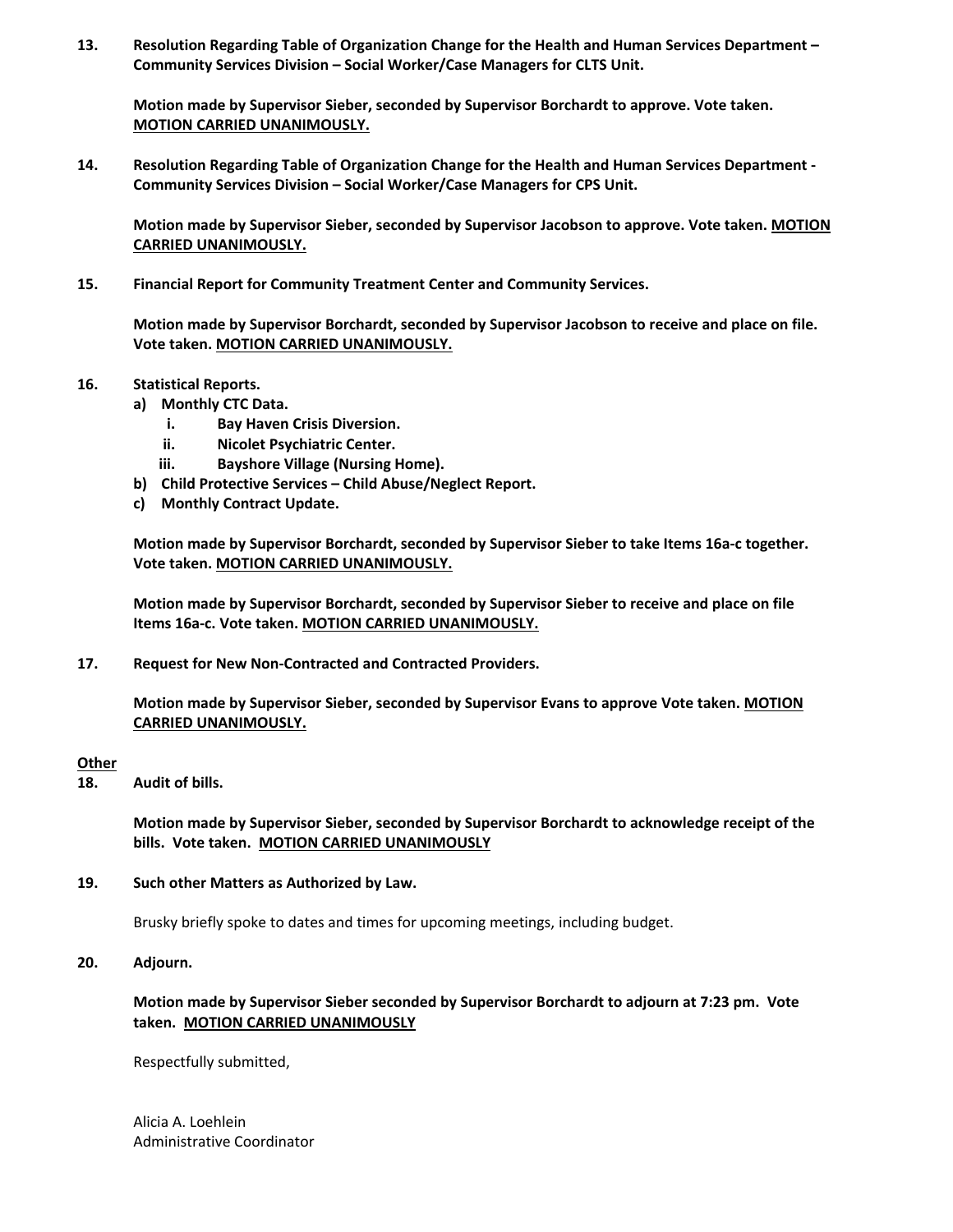**13. Resolution Regarding Table of Organization Change for the Health and Human Services Department – Community Services Division – Social Worker/Case Managers for CLTS Unit.**

**Motion made by Supervisor Sieber, seconded by Supervisor Borchardt to approve. Vote taken. <u>MOTION CARRIED UNANIMOUSLY.</u>**

**14. Resolution Regarding Table of Organization Change for the Health and Human Services Department - Community Services Division – Social Worker/Case Managers for CPS Unit.**

**Motion made by Supervisor Sieber, seconded by Supervisor Jacobson to approve. Vote taken. <u>MOTION CARRIED UNANIMOUSLY.</u>**

**15. Financial Report for Community Treatment Center and Community Services.**

**Motion made by Supervisor Borchardt, seconded by Supervisor Jacobson to receive and place on file. Vote taken. <u>MOTION CARRIED UNANIMOUSLY.</u>**

**16. Statistical Reports.**

**a) Monthly CTC Data.**
   - **i. Bay Haven Crisis Diversion.**
   - **ii. Nicolet Psychiatric Center.**
   - **iii. Bayshore Village (Nursing Home).**

**b) Child Protective Services – Child Abuse/Neglect Report.**

**c) Monthly Contract Update.**

**Motion made by Supervisor Borchardt, seconded by Supervisor Sieber to take Items 16a-c together. Vote taken. <u>MOTION CARRIED UNANIMOUSLY.</u>**

**Motion made by Supervisor Borchardt, seconded by Supervisor Sieber to receive and place on file Items 16a-c. Vote taken. <u>MOTION CARRIED UNANIMOUSLY.</u>**

**17. Request for New Non-Contracted and Contracted Providers.**

**Motion made by Supervisor Sieber, seconded by Supervisor Evans to approve Vote taken. <u>MOTION CARRIED UNANIMOUSLY.</u>**

**<u>Other</u>**

**18. Audit of bills.**

**Motion made by Supervisor Sieber, seconded by Supervisor Borchardt to acknowledge receipt of the bills. Vote taken. <u>MOTION CARRIED UNANIMOUSLY</u>**

**19. Such other Matters as Authorized by Law.**

Brusky briefly spoke to dates and times for upcoming meetings, including budget.

**20. Adjourn.**

**Motion made by Supervisor Sieber seconded by Supervisor Borchardt to adjourn at 7:23 pm. Vote taken. <u>MOTION CARRIED UNANIMOUSLY</u>**

Respectfully submitted,

Alicia A. Loehlein
Administrative Coordinator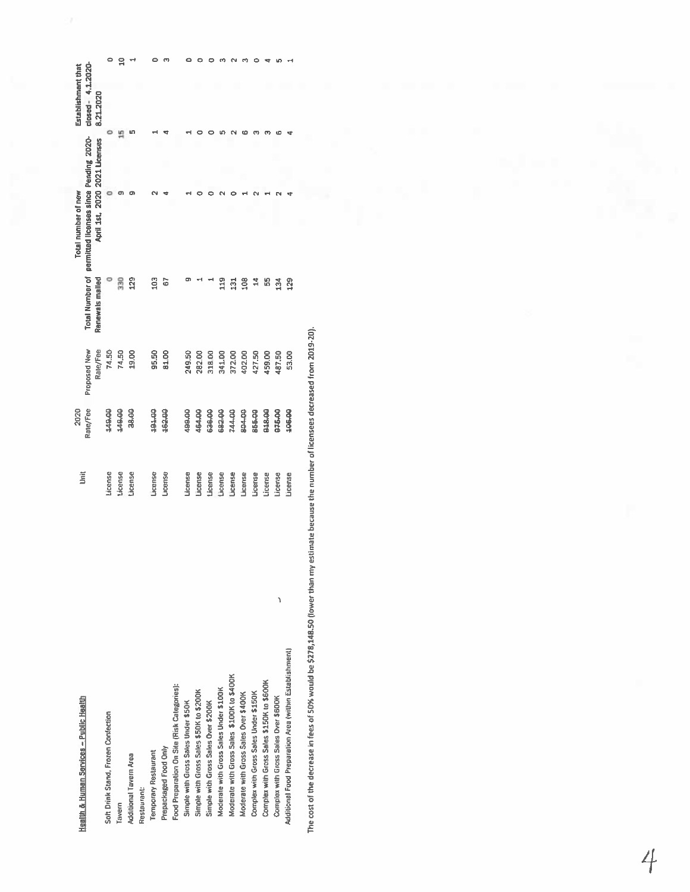| Health & Human Services – Public Health | Unit | 2020 Rate/Fee | Proposed New Rate/Fee | Total Number of Renewals mailed | Total number of new permitted licenses since April 1st, 2020 | Pending 2020-2021 Licenses | Establishment that closed - 4.1.2020-8.21.2020 |
|---|---|---|---|---|---|---|---|
| Soft Drink Stand, Frozen Confection | License | ~~149.00~~ | 74.50 | 0 | 0 | 0 | 0 |
| Tavern | License | ~~149.00~~ | 74.50 | 330 | 9 | 15 | 10 |
| Additional Tavern Area | License | ~~38.00~~ | 19.00 | 129 | 9 | 5 | 1 |
| Restaurant: | | | | | | | |
| Temporary Restaurant | License | ~~191.00~~ | 95.50 | 103 | 2 | 1 | 0 |
| Prepackaged Food Only | License | ~~162.00~~ | 81.00 | 67 | 4 | 4 | 3 |
| Food Preparation On Site (Risk Categories): | | | | | | | |
| Simple with Gross Sales Under $50K | License | ~~499.00~~ | 249.50 | 9 | 1 | 1 | 0 |
| Simple with Gross Sales $50K to $200K | License | ~~464.00~~ | 282.00 | 1 | 0 | 0 | 0 |
| Simple with Gross Sales Over $200K | License | ~~636.00~~ | 318.00 | 1 | 0 | 0 | 0 |
| Moderate with Gross Sales Under $100K | License | ~~682.00~~ | 341.00 | 119 | 2 | 5 | 3 |
| Moderate with Gross Sales $100K to $400K | License | ~~744.00~~ | 372.00 | 131 | 0 | 2 | 2 |
| Moderate with Gross Sales Over $400K | License | ~~804.00~~ | 402.00 | 108 | 1 | 6 | 3 |
| Complex with Gross Sales Under $150K | License | ~~855.00~~ | 427.50 | 14 | 2 | 3 | 0 |
| Complex with Gross Sales $150K to $600K | License | ~~918.00~~ | 459.00 | 55 | 1 | 3 | 4 |
| Complex with Gross Sales Over $600K | License | ~~975.00~~ | 487.50 | 134 | 2 | 6 | 5 |
| Additional Food Preparation Area (within Establishment) | License | ~~106.00~~ | 53.00 | 129 | 4 | 4 | 1 |

The cost of the decrease in fees of 50% would be $278,148.50 (lower than my estimate because the number of licensees decreased from 2019-20).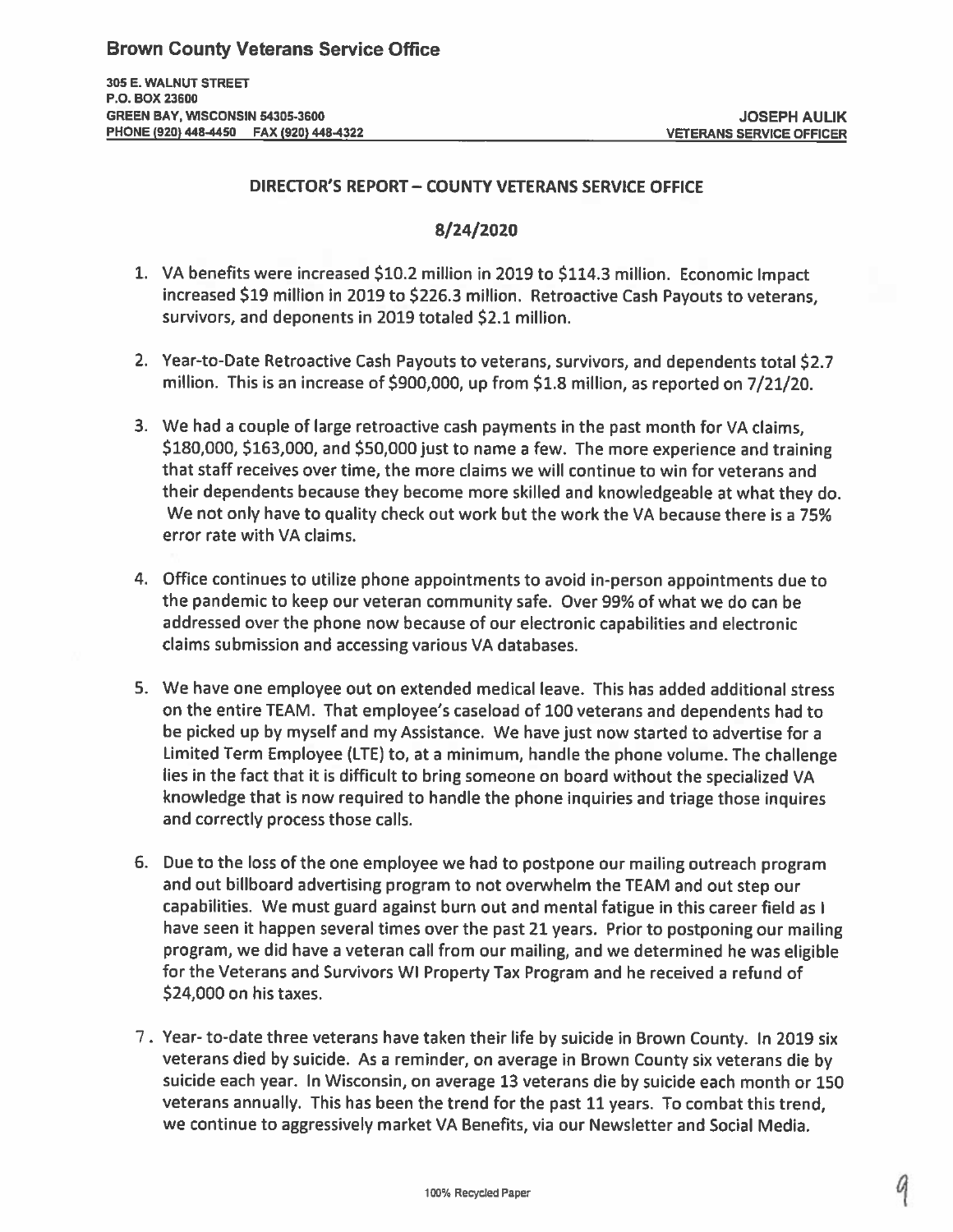## Brown County Veterans Service Office

**305 E. WALNUT STREET**
**P.O. BOX 23600**
**GREEN BAY, WISCONSIN 54305-3600**
**PHONE (920) 448-4450 FAX (920) 448-4322**

**JOSEPH AULIK**
**VETERANS SERVICE OFFICER**

### DIRECTOR'S REPORT – COUNTY VETERANS SERVICE OFFICE

### 8/24/2020

1. VA benefits were increased \$10.2 million in 2019 to \$114.3 million. Economic Impact increased \$19 million in 2019 to \$226.3 million. Retroactive Cash Payouts to veterans, survivors, and deponents in 2019 totaled \$2.1 million.

2. Year-to-Date Retroactive Cash Payouts to veterans, survivors, and dependents total \$2.7 million. This is an increase of \$900,000, up from \$1.8 million, as reported on 7/21/20.

3. We had a couple of large retroactive cash payments in the past month for VA claims, \$180,000, \$163,000, and \$50,000 just to name a few. The more experience and training that staff receives over time, the more claims we will continue to win for veterans and their dependents because they become more skilled and knowledgeable at what they do. We not only have to quality check out work but the work the VA because there is a 75% error rate with VA claims.

4. Office continues to utilize phone appointments to avoid in-person appointments due to the pandemic to keep our veteran community safe. Over 99% of what we do can be addressed over the phone now because of our electronic capabilities and electronic claims submission and accessing various VA databases.

5. We have one employee out on extended medical leave. This has added additional stress on the entire TEAM. That employee's caseload of 100 veterans and dependents had to be picked up by myself and my Assistance. We have just now started to advertise for a Limited Term Employee (LTE) to, at a minimum, handle the phone volume. The challenge lies in the fact that it is difficult to bring someone on board without the specialized VA knowledge that is now required to handle the phone inquiries and triage those inquires and correctly process those calls.

6. Due to the loss of the one employee we had to postpone our mailing outreach program and out billboard advertising program to not overwhelm the TEAM and out step our capabilities. We must guard against burn out and mental fatigue in this career field as I have seen it happen several times over the past 21 years. Prior to postponing our mailing program, we did have a veteran call from our mailing, and we determined he was eligible for the Veterans and Survivors WI Property Tax Program and he received a refund of \$24,000 on his taxes.

7. Year- to-date three veterans have taken their life by suicide in Brown County. In 2019 six veterans died by suicide. As a reminder, on average in Brown County six veterans die by suicide each year. In Wisconsin, on average 13 veterans die by suicide each month or 150 veterans annually. This has been the trend for the past 11 years. To combat this trend, we continue to aggressively market VA Benefits, via our Newsletter and Social Media.

100% Recycled Paper